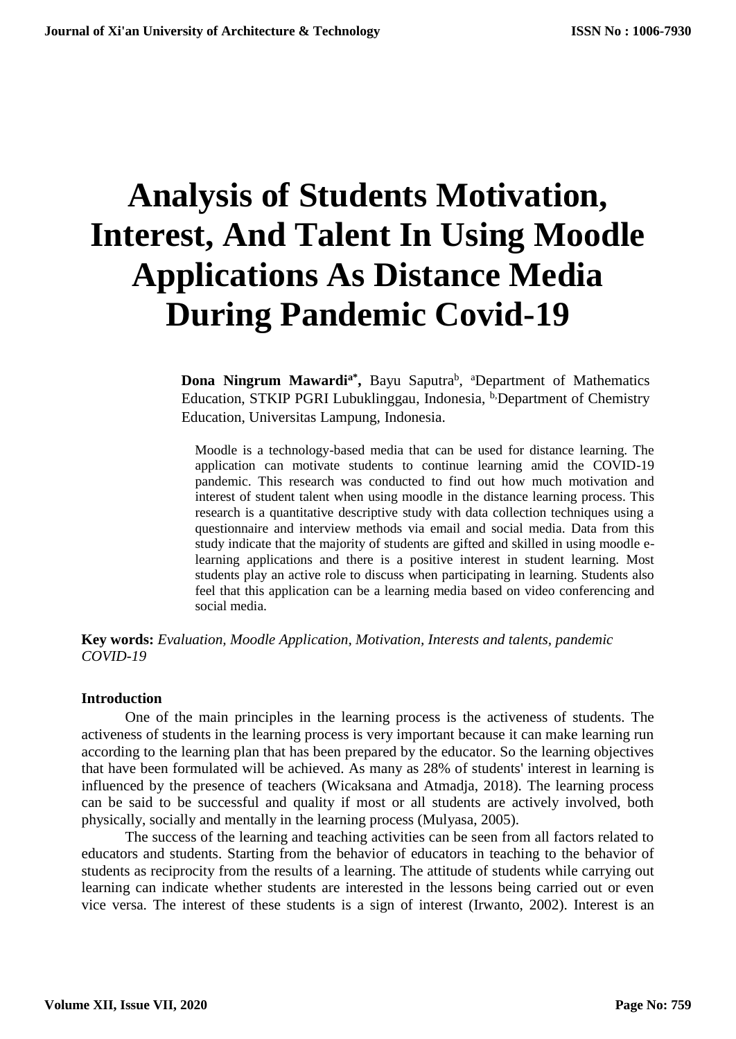# Analysis of Students Motivation, Interest, And Talent In Using Moodle Applications As Distance Media During Pandemic Covid-19

**Dona Ningrum Mawardi[a*],** Bayu Saputra[b], [a]Department of Mathematics Education, STKIP PGRI Lubuklinggau, Indonesia, [b]Department of Chemistry Education, Universitas Lampung, Indonesia.

Moodle is a technology-based media that can be used for distance learning. The application can motivate students to continue learning amid the COVID-19 pandemic. This research was conducted to find out how much motivation and interest of student talent when using moodle in the distance learning process. This research is a quantitative descriptive study with data collection techniques using a questionnaire and interview methods via email and social media. Data from this study indicate that the majority of students are gifted and skilled in using moodle e-learning applications and there is a positive interest in student learning. Most students play an active role to discuss when participating in learning. Students also feel that this application can be a learning media based on video conferencing and social media.

**Key words:** *Evaluation, Moodle Application, Motivation, Interests and talents, pandemic COVID-19*

## Introduction

One of the main principles in the learning process is the activeness of students. The activeness of students in the learning process is very important because it can make learning run according to the learning plan that has been prepared by the educator. So the learning objectives that have been formulated will be achieved. As many as 28% of students' interest in learning is influenced by the presence of teachers (Wicaksana and Atmadja, 2018). The learning process can be said to be successful and quality if most or all students are actively involved, both physically, socially and mentally in the learning process (Mulyasa, 2005).

The success of the learning and teaching activities can be seen from all factors related to educators and students. Starting from the behavior of educators in teaching to the behavior of students as reciprocity from the results of a learning. The attitude of students while carrying out learning can indicate whether students are interested in the lessons being carried out or even vice versa. The interest of these students is a sign of interest (Irwanto, 2002). Interest is an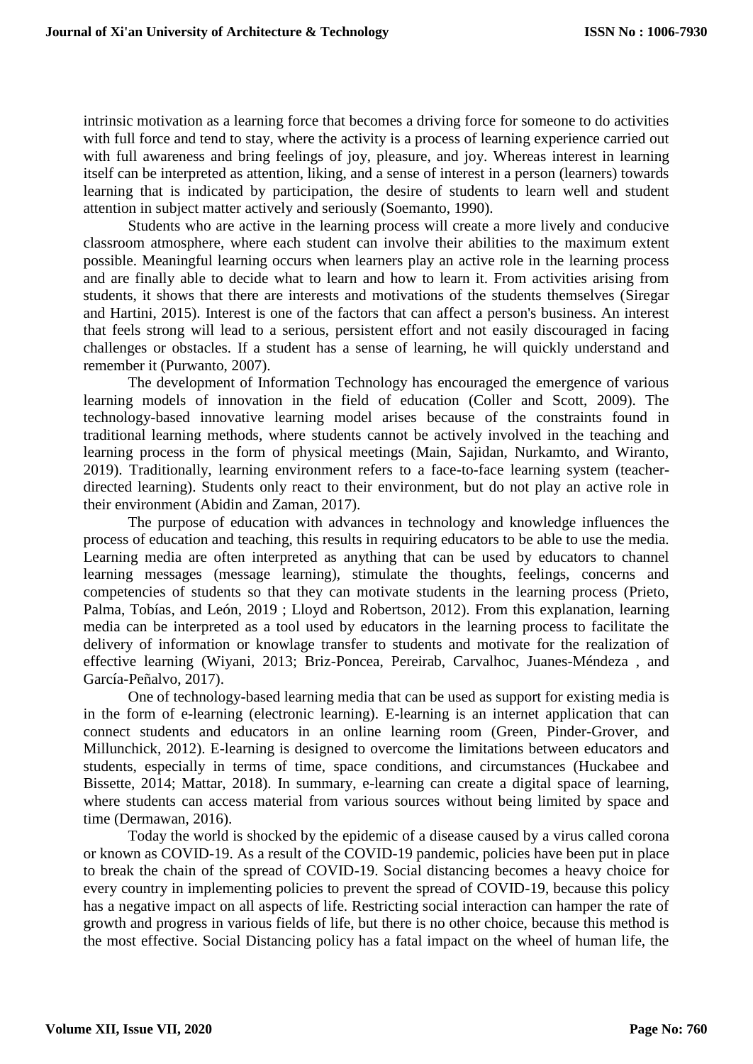intrinsic motivation as a learning force that becomes a driving force for someone to do activities with full force and tend to stay, where the activity is a process of learning experience carried out with full awareness and bring feelings of joy, pleasure, and joy. Whereas interest in learning itself can be interpreted as attention, liking, and a sense of interest in a person (learners) towards learning that is indicated by participation, the desire of students to learn well and student attention in subject matter actively and seriously (Soemanto, 1990).

Students who are active in the learning process will create a more lively and conducive classroom atmosphere, where each student can involve their abilities to the maximum extent possible. Meaningful learning occurs when learners play an active role in the learning process and are finally able to decide what to learn and how to learn it. From activities arising from students, it shows that there are interests and motivations of the students themselves (Siregar and Hartini, 2015). Interest is one of the factors that can affect a person's business. An interest that feels strong will lead to a serious, persistent effort and not easily discouraged in facing challenges or obstacles. If a student has a sense of learning, he will quickly understand and remember it (Purwanto, 2007).

The development of Information Technology has encouraged the emergence of various learning models of innovation in the field of education (Coller and Scott, 2009). The technology-based innovative learning model arises because of the constraints found in traditional learning methods, where students cannot be actively involved in the teaching and learning process in the form of physical meetings (Main, Sajidan, Nurkamto, and Wiranto, 2019). Traditionally, learning environment refers to a face-to-face learning system (teacher-directed learning). Students only react to their environment, but do not play an active role in their environment (Abidin and Zaman, 2017).

The purpose of education with advances in technology and knowledge influences the process of education and teaching, this results in requiring educators to be able to use the media. Learning media are often interpreted as anything that can be used by educators to channel learning messages (message learning), stimulate the thoughts, feelings, concerns and competencies of students so that they can motivate students in the learning process (Prieto, Palma, Tobías, and León, 2019 ; Lloyd and Robertson, 2012). From this explanation, learning media can be interpreted as a tool used by educators in the learning process to facilitate the delivery of information or knowlage transfer to students and motivate for the realization of effective learning (Wiyani, 2013; Briz-Poncea, Pereirab, Carvalhoc, Juanes-Méndeza , and García-Peñalvo, 2017).

One of technology-based learning media that can be used as support for existing media is in the form of e-learning (electronic learning). E-learning is an internet application that can connect students and educators in an online learning room (Green, Pinder-Grover, and Millunchick, 2012). E-learning is designed to overcome the limitations between educators and students, especially in terms of time, space conditions, and circumstances (Huckabee and Bissette, 2014; Mattar, 2018). In summary, e-learning can create a digital space of learning, where students can access material from various sources without being limited by space and time (Dermawan, 2016).

Today the world is shocked by the epidemic of a disease caused by a virus called corona or known as COVID-19. As a result of the COVID-19 pandemic, policies have been put in place to break the chain of the spread of COVID-19. Social distancing becomes a heavy choice for every country in implementing policies to prevent the spread of COVID-19, because this policy has a negative impact on all aspects of life. Restricting social interaction can hamper the rate of growth and progress in various fields of life, but there is no other choice, because this method is the most effective. Social Distancing policy has a fatal impact on the wheel of human life, the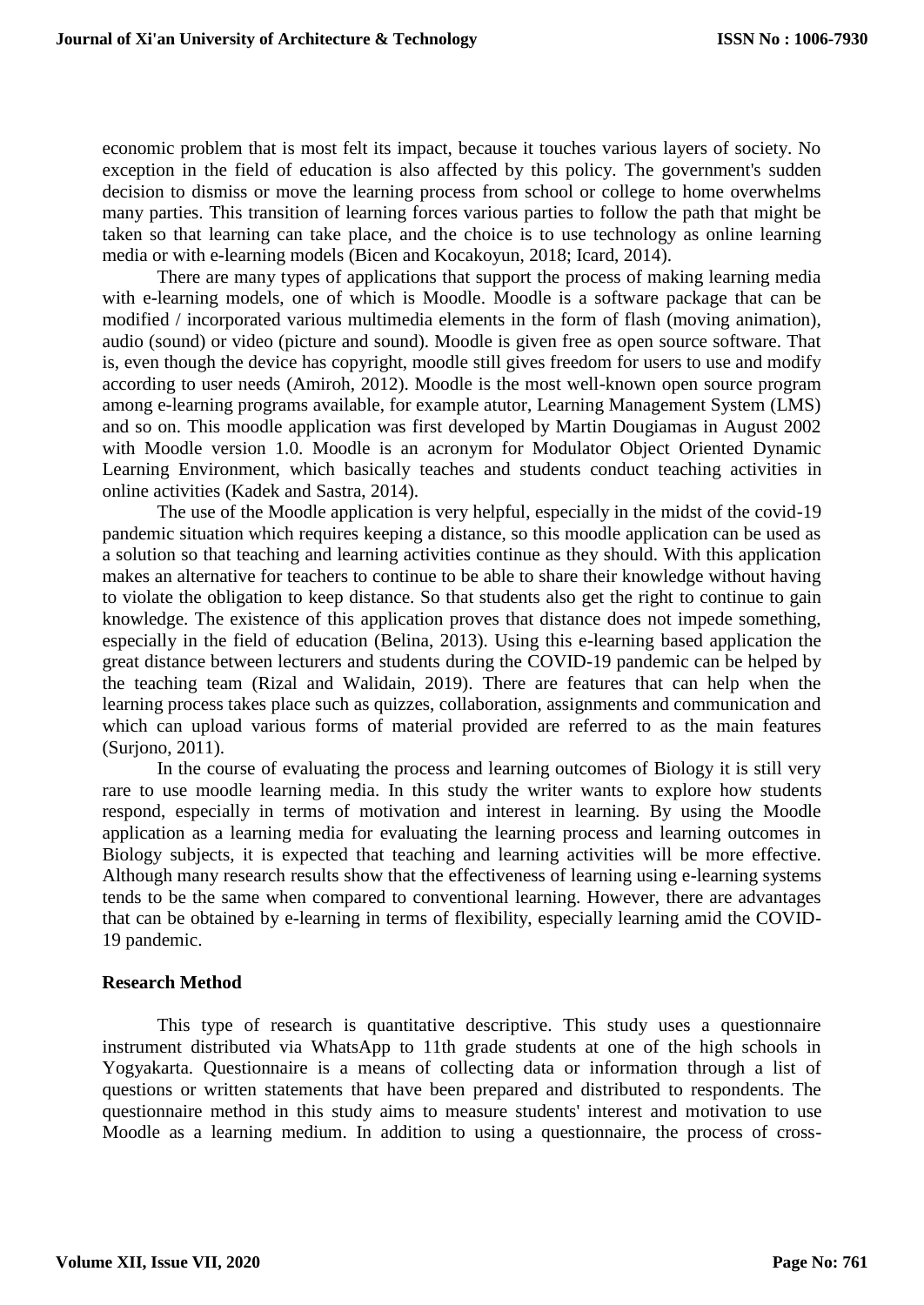economic problem that is most felt its impact, because it touches various layers of society. No exception in the field of education is also affected by this policy. The government's sudden decision to dismiss or move the learning process from school or college to home overwhelms many parties. This transition of learning forces various parties to follow the path that might be taken so that learning can take place, and the choice is to use technology as online learning media or with e-learning models (Bicen and Kocakoyun, 2018; Icard, 2014).

There are many types of applications that support the process of making learning media with e-learning models, one of which is Moodle. Moodle is a software package that can be modified / incorporated various multimedia elements in the form of flash (moving animation), audio (sound) or video (picture and sound). Moodle is given free as open source software. That is, even though the device has copyright, moodle still gives freedom for users to use and modify according to user needs (Amiroh, 2012). Moodle is the most well-known open source program among e-learning programs available, for example atutor, Learning Management System (LMS) and so on. This moodle application was first developed by Martin Dougiamas in August 2002 with Moodle version 1.0. Moodle is an acronym for Modulator Object Oriented Dynamic Learning Environment, which basically teaches and students conduct teaching activities in online activities (Kadek and Sastra, 2014).

The use of the Moodle application is very helpful, especially in the midst of the covid-19 pandemic situation which requires keeping a distance, so this moodle application can be used as a solution so that teaching and learning activities continue as they should. With this application makes an alternative for teachers to continue to be able to share their knowledge without having to violate the obligation to keep distance. So that students also get the right to continue to gain knowledge. The existence of this application proves that distance does not impede something, especially in the field of education (Belina, 2013). Using this e-learning based application the great distance between lecturers and students during the COVID-19 pandemic can be helped by the teaching team (Rizal and Walidain, 2019). There are features that can help when the learning process takes place such as quizzes, collaboration, assignments and communication and which can upload various forms of material provided are referred to as the main features (Surjono, 2011).

In the course of evaluating the process and learning outcomes of Biology it is still very rare to use moodle learning media. In this study the writer wants to explore how students respond, especially in terms of motivation and interest in learning. By using the Moodle application as a learning media for evaluating the learning process and learning outcomes in Biology subjects, it is expected that teaching and learning activities will be more effective. Although many research results show that the effectiveness of learning using e-learning systems tends to be the same when compared to conventional learning. However, there are advantages that can be obtained by e-learning in terms of flexibility, especially learning amid the COVID-19 pandemic.

## Research Method

This type of research is quantitative descriptive. This study uses a questionnaire instrument distributed via WhatsApp to 11th grade students at one of the high schools in Yogyakarta. Questionnaire is a means of collecting data or information through a list of questions or written statements that have been prepared and distributed to respondents. The questionnaire method in this study aims to measure students' interest and motivation to use Moodle as a learning medium. In addition to using a questionnaire, the process of cross-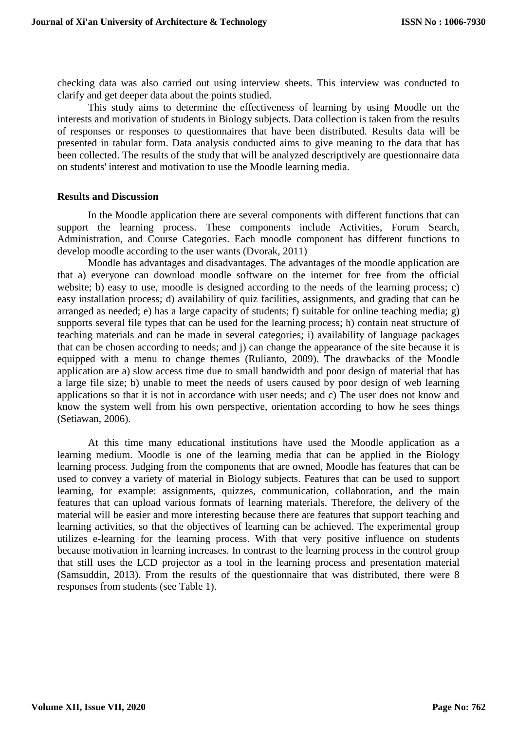checking data was also carried out using interview sheets. This interview was conducted to clarify and get deeper data about the points studied.

This study aims to determine the effectiveness of learning by using Moodle on the interests and motivation of students in Biology subjects. Data collection is taken from the results of responses or responses to questionnaires that have been distributed. Results data will be presented in tabular form. Data analysis conducted aims to give meaning to the data that has been collected. The results of the study that will be analyzed descriptively are questionnaire data on students' interest and motivation to use the Moodle learning media.

## Results and Discussion

In the Moodle application there are several components with different functions that can support the learning process. These components include Activities, Forum Search, Administration, and Course Categories. Each moodle component has different functions to develop moodle according to the user wants (Dvorak, 2011)

Moodle has advantages and disadvantages. The advantages of the moodle application are that a) everyone can download moodle software on the internet for free from the official website; b) easy to use, moodle is designed according to the needs of the learning process; c) easy installation process; d) availability of quiz facilities, assignments, and grading that can be arranged as needed; e) has a large capacity of students; f) suitable for online teaching media; g) supports several file types that can be used for the learning process; h) contain neat structure of teaching materials and can be made in several categories; i) availability of language packages that can be chosen according to needs; and j) can change the appearance of the site because it is equipped with a menu to change themes (Rulianto, 2009). The drawbacks of the Moodle application are a) slow access time due to small bandwidth and poor design of material that has a large file size; b) unable to meet the needs of users caused by poor design of web learning applications so that it is not in accordance with user needs; and c) The user does not know and know the system well from his own perspective, orientation according to how he sees things (Setiawan, 2006).

At this time many educational institutions have used the Moodle application as a learning medium. Moodle is one of the learning media that can be applied in the Biology learning process. Judging from the components that are owned, Moodle has features that can be used to convey a variety of material in Biology subjects. Features that can be used to support learning, for example: assignments, quizzes, communication, collaboration, and the main features that can upload various formats of learning materials. Therefore, the delivery of the material will be easier and more interesting because there are features that support teaching and learning activities, so that the objectives of learning can be achieved. The experimental group utilizes e-learning for the learning process. With that very positive influence on students because motivation in learning increases. In contrast to the learning process in the control group that still uses the LCD projector as a tool in the learning process and presentation material (Samsuddin, 2013). From the results of the questionnaire that was distributed, there were 8 responses from students (see Table 1).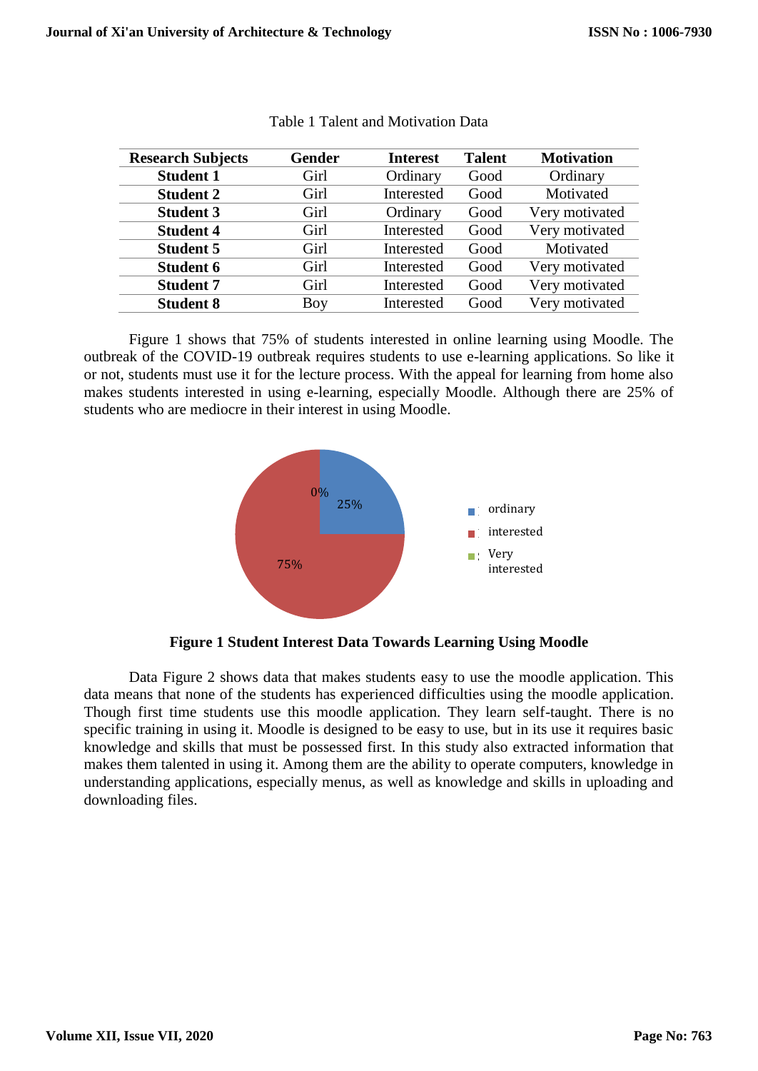Table 1 Talent and Motivation Data

| Research Subjects | Gender | Interest | Talent | Motivation |
|---|---|---|---|---|
| **Student 1** | Girl | Ordinary | Good | Ordinary |
| **Student 2** | Girl | Interested | Good | Motivated |
| **Student 3** | Girl | Ordinary | Good | Very motivated |
| **Student 4** | Girl | Interested | Good | Very motivated |
| **Student 5** | Girl | Interested | Good | Motivated |
| **Student 6** | Girl | Interested | Good | Very motivated |
| **Student 7** | Girl | Interested | Good | Very motivated |
| **Student 8** | Boy | Interested | Good | Very motivated |

Figure 1 shows that 75% of students interested in online learning using Moodle. The outbreak of the COVID-19 outbreak requires students to use e-learning applications. So like it or not, students must use it for the lecture process. With the appeal for learning from home also makes students interested in using e-learning, especially Moodle. Although there are 25% of students who are mediocre in their interest in using Moodle.

**Figure 1 Student Interest Data Towards Learning Using Moodle**

Data Figure 2 shows data that makes students easy to use the moodle application. This data means that none of the students has experienced difficulties using the moodle application. Though first time students use this moodle application. They learn self-taught. There is no specific training in using it. Moodle is designed to be easy to use, but in its use it requires basic knowledge and skills that must be possessed first. In this study also extracted information that makes them talented in using it. Among them are the ability to operate computers, knowledge in understanding applications, especially menus, as well as knowledge and skills in uploading and downloading files.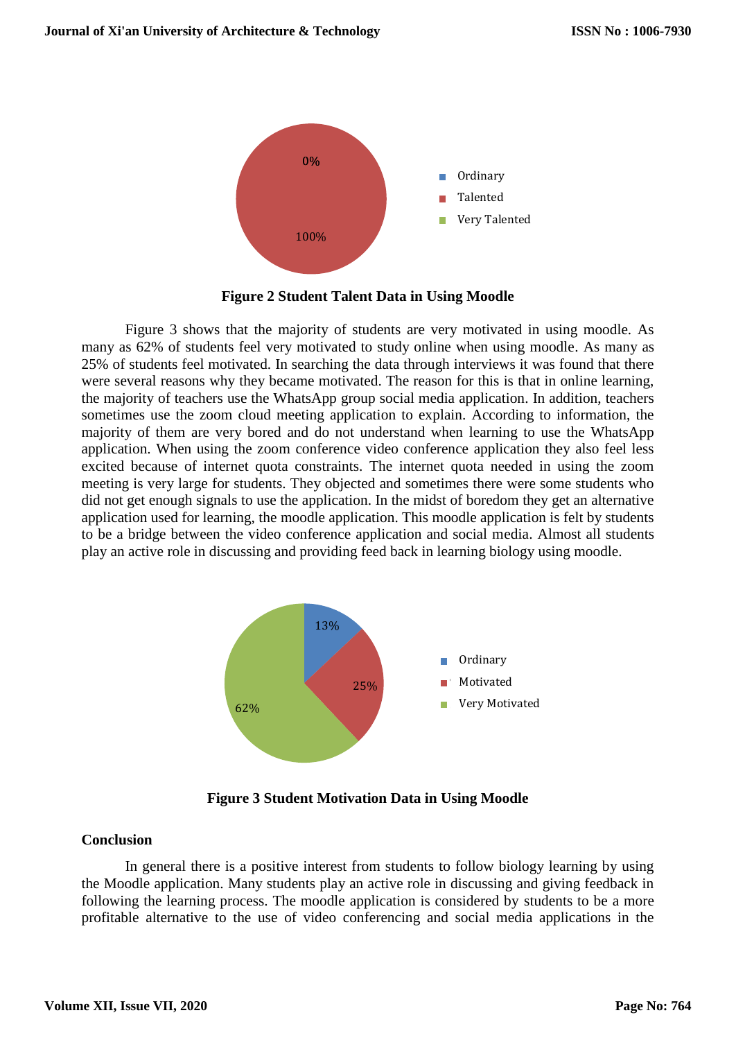**Figure 2 Student Talent Data in Using Moodle**

Figure 3 shows that the majority of students are very motivated in using moodle. As many as 62% of students feel very motivated to study online when using moodle. As many as 25% of students feel motivated. In searching the data through interviews it was found that there were several reasons why they became motivated. The reason for this is that in online learning, the majority of teachers use the WhatsApp group social media application. In addition, teachers sometimes use the zoom cloud meeting application to explain. According to information, the majority of them are very bored and do not understand when learning to use the WhatsApp application. When using the zoom conference video conference application they also feel less excited because of internet quota constraints. The internet quota needed in using the zoom meeting is very large for students. They objected and sometimes there were some students who did not get enough signals to use the application. In the midst of boredom they get an alternative application used for learning, the moodle application. This moodle application is felt by students to be a bridge between the video conference application and social media. Almost all students play an active role in discussing and providing feed back in learning biology using moodle.

**Figure 3 Student Motivation Data in Using Moodle**

## Conclusion

In general there is a positive interest from students to follow biology learning by using the Moodle application. Many students play an active role in discussing and giving feedback in following the learning process. The moodle application is considered by students to be a more profitable alternative to the use of video conferencing and social media applications in the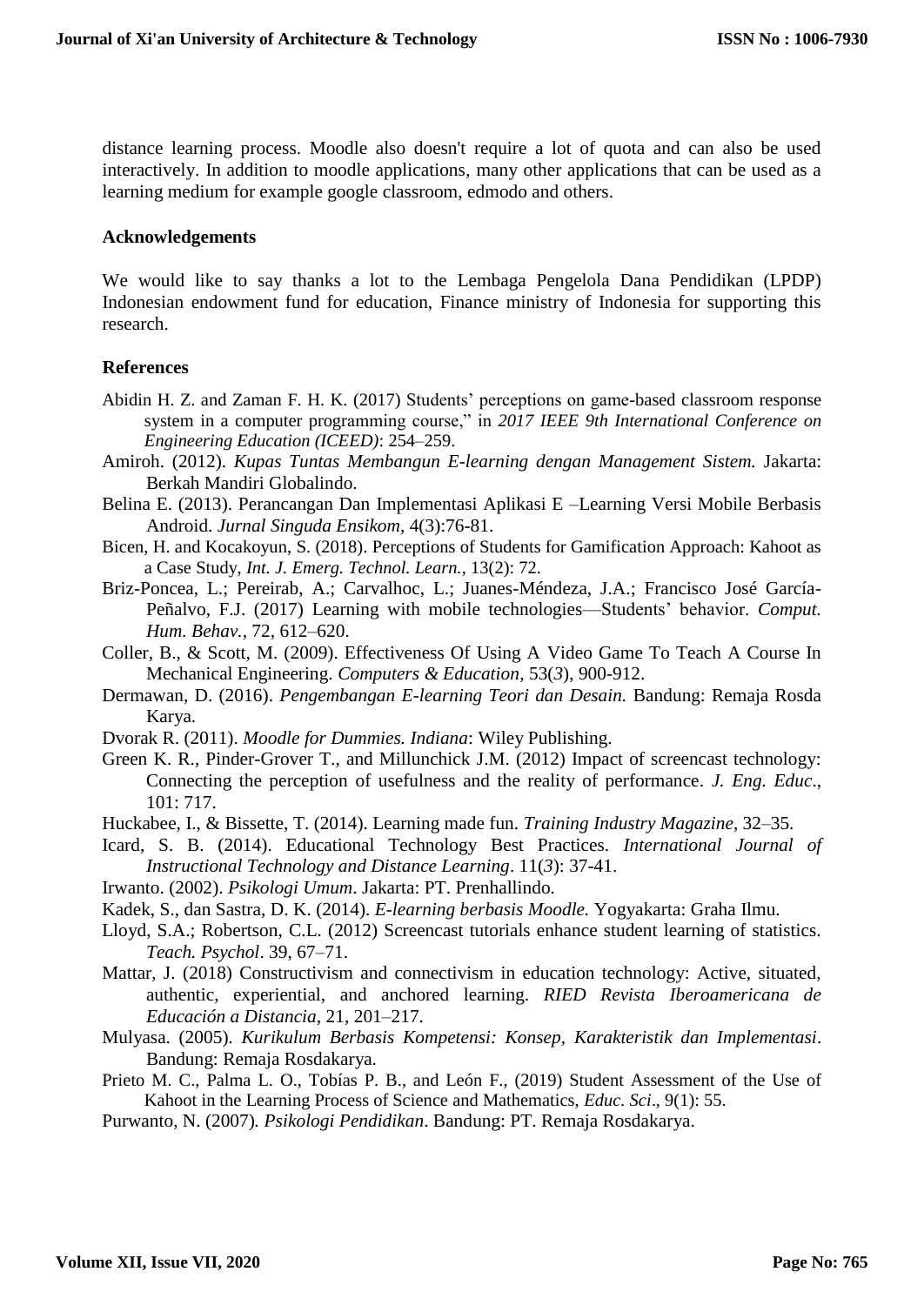distance learning process. Moodle also doesn't require a lot of quota and can also be used interactively. In addition to moodle applications, many other applications that can be used as a learning medium for example google classroom, edmodo and others.

## Acknowledgements

We would like to say thanks a lot to the Lembaga Pengelola Dana Pendidikan (LPDP) Indonesian endowment fund for education, Finance ministry of Indonesia for supporting this research.

## References

Abidin H. Z. and Zaman F. H. K. (2017) Students' perceptions on game-based classroom response system in a computer programming course," in *2017 IEEE 9th International Conference on Engineering Education (ICEED)*: 254–259.

Amiroh. (2012). *Kupas Tuntas Membangun E-learning dengan Management Sistem.* Jakarta: Berkah Mandiri Globalindo.

Belina E. (2013). Perancangan Dan Implementasi Aplikasi E –Learning Versi Mobile Berbasis Android. *Jurnal Singuda Ensikom*, 4(3):76-81.

Bicen, H. and Kocakoyun, S. (2018). Perceptions of Students for Gamification Approach: Kahoot as a Case Study, *Int. J. Emerg. Technol. Learn.*, 13(2): 72.

Briz-Poncea, L.; Pereirab, A.; Carvalhoc, L.; Juanes-Méndeza, J.A.; Francisco José García-Peñalvo, F.J. (2017) Learning with mobile technologies—Students' behavior. *Comput. Hum. Behav.*, 72, 612–620.

Coller, B., & Scott, M. (2009). Effectiveness Of Using A Video Game To Teach A Course In Mechanical Engineering. *Computers & Education*, 53(*3*), 900-912.

Dermawan, D. (2016). *Pengembangan E-learning Teori dan Desain.* Bandung: Remaja Rosda Karya.

Dvorak R. (2011). *Moodle for Dummies. Indiana*: Wiley Publishing.

Green K. R., Pinder-Grover T., and Millunchick J.M. (2012) Impact of screencast technology: Connecting the perception of usefulness and the reality of performance. *J. Eng. Educ*., 101: 717.

Huckabee, I., & Bissette, T. (2014). Learning made fun. *Training Industry Magazine*, 32–35.

Icard, S. B. (2014). Educational Technology Best Practices. *International Journal of Instructional Technology and Distance Learning*. 11(*3*): 37-41.

Irwanto. (2002). *Psikologi Umum*. Jakarta: PT. Prenhallindo.

Kadek, S., dan Sastra, D. K. (2014). *E-learning berbasis Moodle.* Yogyakarta: Graha Ilmu.

Lloyd, S.A.; Robertson, C.L. (2012) Screencast tutorials enhance student learning of statistics. *Teach. Psychol*. 39, 67–71.

Mattar, J. (2018) Constructivism and connectivism in education technology: Active, situated, authentic, experiential, and anchored learning. *RIED Revista Iberoamericana de Educación a Distancia*, 21, 201–217.

Mulyasa. (2005). *Kurikulum Berbasis Kompetensi: Konsep, Karakteristik dan Implementasi*. Bandung: Remaja Rosdakarya.

Prieto M. C., Palma L. O., Tobías P. B., and León F., (2019) Student Assessment of the Use of Kahoot in the Learning Process of Science and Mathematics, *Educ. Sci*., 9(1): 55.

Purwanto, N. (2007). *Psikologi Pendidikan*. Bandung: PT. Remaja Rosdakarya.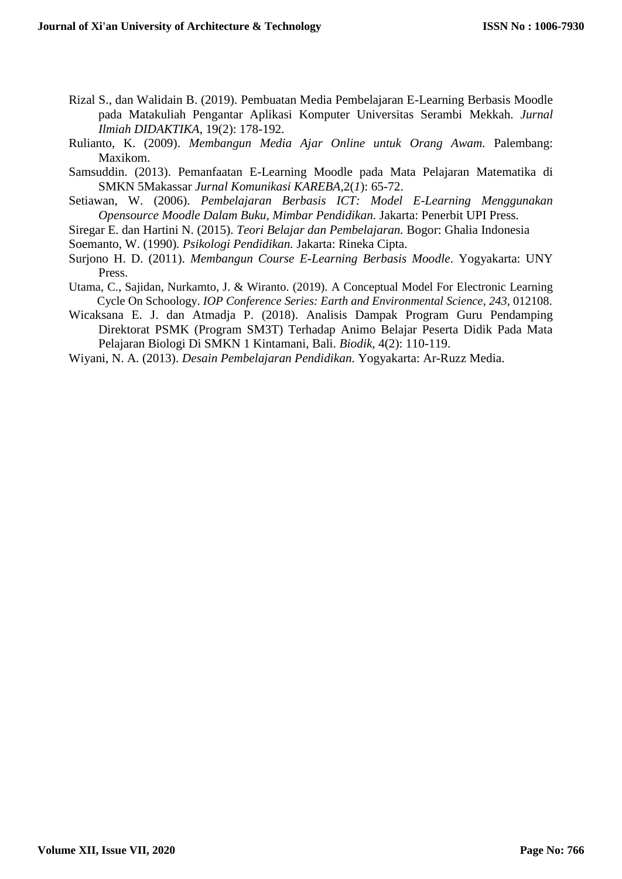Rizal S., dan Walidain B. (2019). Pembuatan Media Pembelajaran E-Learning Berbasis Moodle pada Matakuliah Pengantar Aplikasi Komputer Universitas Serambi Mekkah. *Jurnal Ilmiah DIDAKTIKA*, 19(2): 178-192.

Rulianto, K. (2009). *Membangun Media Ajar Online untuk Orang Awam.* Palembang: Maxikom.

Samsuddin. (2013). Pemanfaatan E-Learning Moodle pada Mata Pelajaran Matematika di SMKN 5Makassar *Jurnal Komunikasi KAREBA*,2(*1*): 65-72.

Setiawan, W. (2006). *Pembelajaran Berbasis ICT: Model E-Learning Menggunakan Opensource Moodle Dalam Buku, Mimbar Pendidikan.* Jakarta: Penerbit UPI Press.

Siregar E. dan Hartini N. (2015). *Teori Belajar dan Pembelajaran.* Bogor: Ghalia Indonesia

Soemanto, W. (1990). *Psikologi Pendidikan.* Jakarta: Rineka Cipta.

Surjono H. D. (2011). *Membangun Course E-Learning Berbasis Moodle*. Yogyakarta: UNY Press.

Utama, C., Sajidan, Nurkamto, J. & Wiranto. (2019). A Conceptual Model For Electronic Learning Cycle On Schoology. *IOP Conference Series: Earth and Environmental Science*, *243*, 012108.

Wicaksana E. J. dan Atmadja P. (2018). Analisis Dampak Program Guru Pendamping Direktorat PSMK (Program SM3T) Terhadap Animo Belajar Peserta Didik Pada Mata Pelajaran Biologi Di SMKN 1 Kintamani, Bali. *Biodik*, 4(2): 110-119.

Wiyani, N. A. (2013). *Desain Pembelajaran Pendidikan.* Yogyakarta: Ar-Ruzz Media.